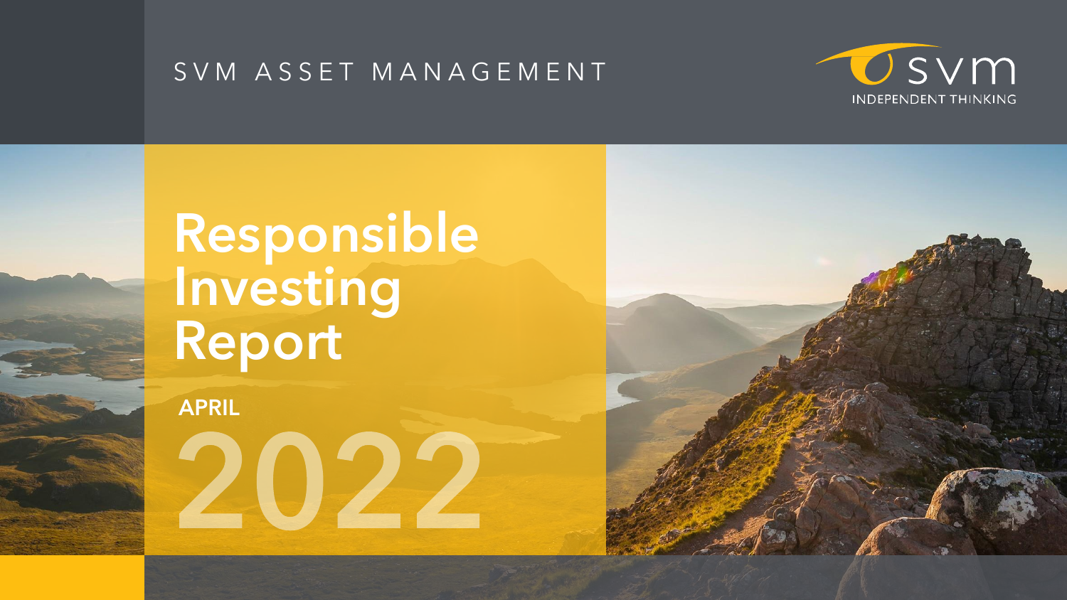SVM ASSET MANAGEMENT

svm
INDEPENDENT THINKING

# Responsible Investing Report

**APRIL**

2022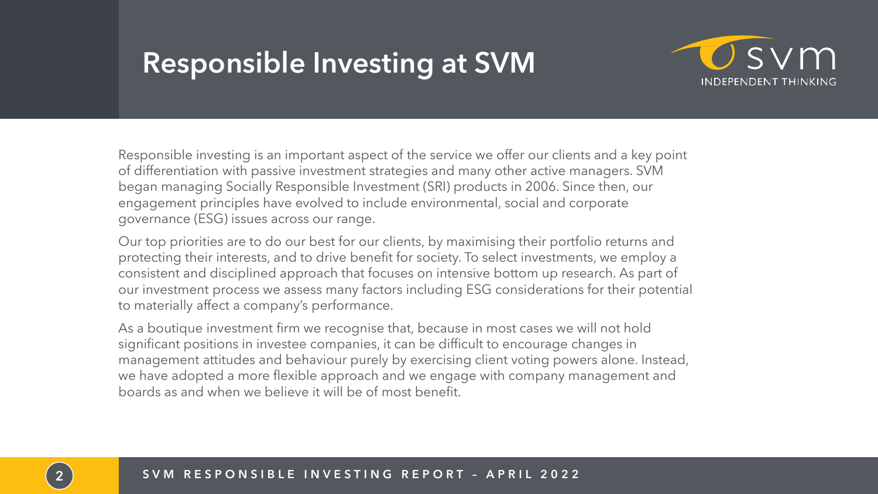# Responsible Investing at SVM

Responsible investing is an important aspect of the service we offer our clients and a key point of differentiation with passive investment strategies and many other active managers. SVM began managing Socially Responsible Investment (SRI) products in 2006. Since then, our engagement principles have evolved to include environmental, social and corporate governance (ESG) issues across our range.

Our top priorities are to do our best for our clients, by maximising their portfolio returns and protecting their interests, and to drive benefit for society. To select investments, we employ a consistent and disciplined approach that focuses on intensive bottom up research. As part of our investment process we assess many factors including ESG considerations for their potential to materially affect a company's performance.

As a boutique investment firm we recognise that, because in most cases we will not hold significant positions in investee companies, it can be difficult to encourage changes in management attitudes and behaviour purely by exercising client voting powers alone. Instead, we have adopted a more flexible approach and we engage with company management and boards as and when we believe it will be of most benefit.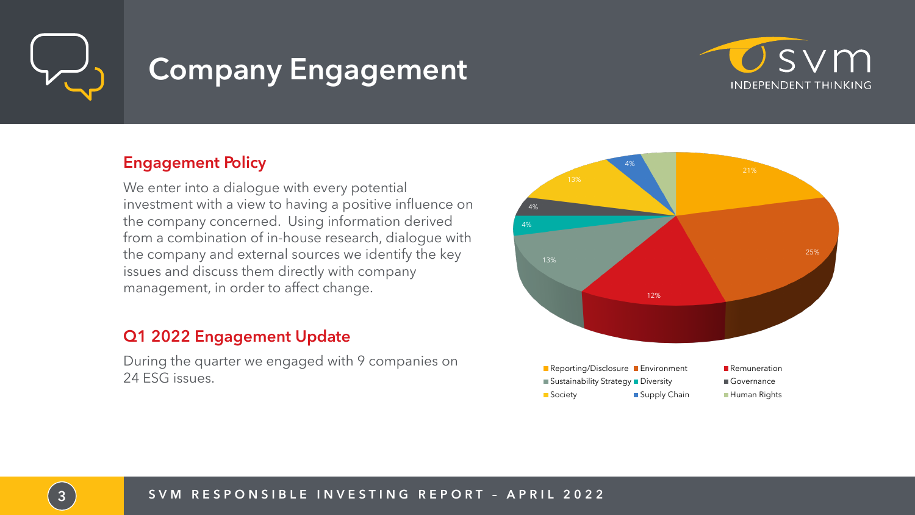# Company Engagement

SVM INDEPENDENT THINKING

## Engagement Policy

We enter into a dialogue with every potential investment with a view to having a positive influence on the company concerned. Using information derived from a combination of in-house research, dialogue with the company and external sources we identify the key issues and discuss them directly with company management, in order to affect change.

## Q1 2022 Engagement Update

During the quarter we engaged with 9 companies on 24 ESG issues.

| Category | Share |
|---|---|
| Reporting/Disclosure | 21% |
| Environment | 25% |
| Remuneration | 12% |
| Sustainability Strategy | 13% |
| Diversity | 4% |
| Governance | 4% |
| Society | 13% |
| Supply Chain | 4% |
| Human Rights | |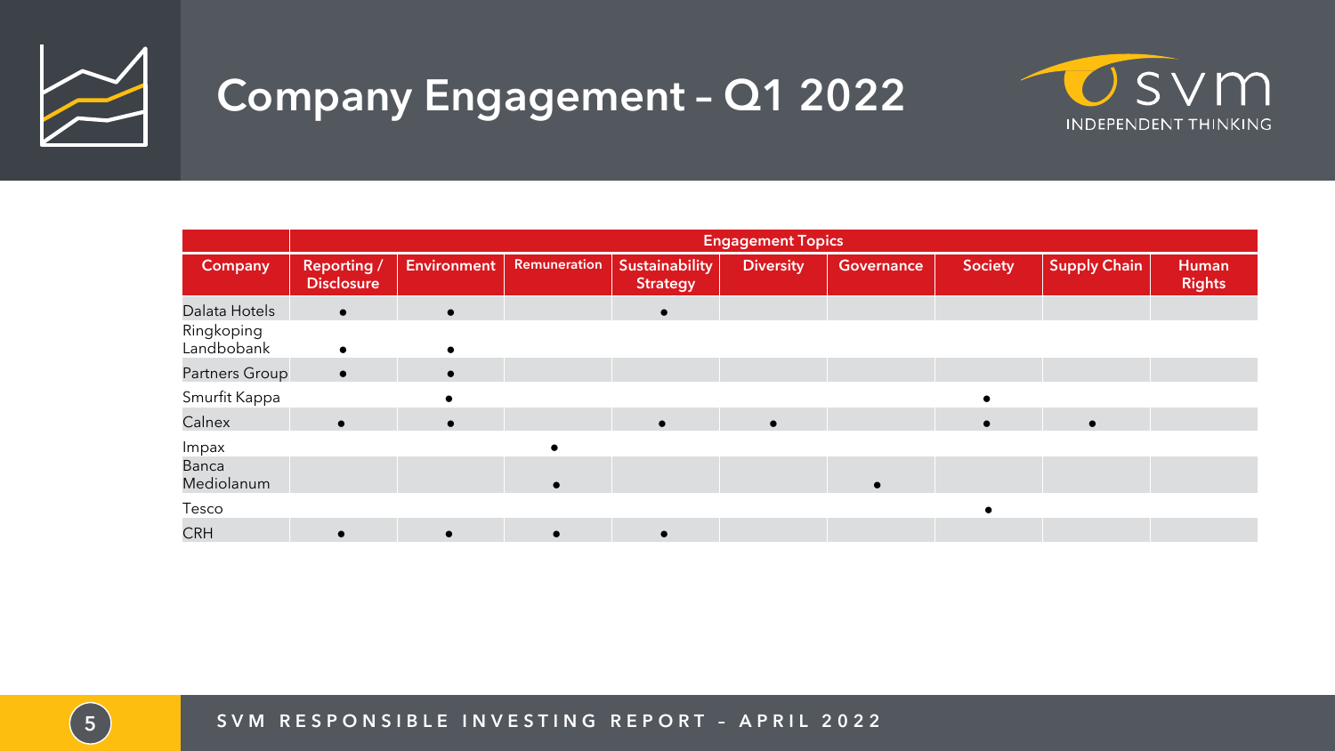# Company Engagement – Q1 2022

| | Engagement Topics | | | | | | | | |
|---|---|---|---|---|---|---|---|---|---|
| **Company** | **Reporting / Disclosure** | **Environment** | **Remuneration** | **Sustainability Strategy** | **Diversity** | **Governance** | **Society** | **Supply Chain** | **Human Rights** |
| Dalata Hotels | ● | ● | | ● | | | | | |
| Ringkoping Landbobank | ● | ● | | | | | | | |
| Partners Group | ● | ● | | | | | | | |
| Smurfit Kappa | | ● | | | | | ● | | |
| Calnex | ● | ● | | ● | ● | | ● | ● | |
| Impax | | | ● | | | | | | |
| Banca Mediolanum | | | ● | | | ● | | | |
| Tesco | | | | | | | ● | | |
| CRH | ● | ● | ● | ● | | | | | |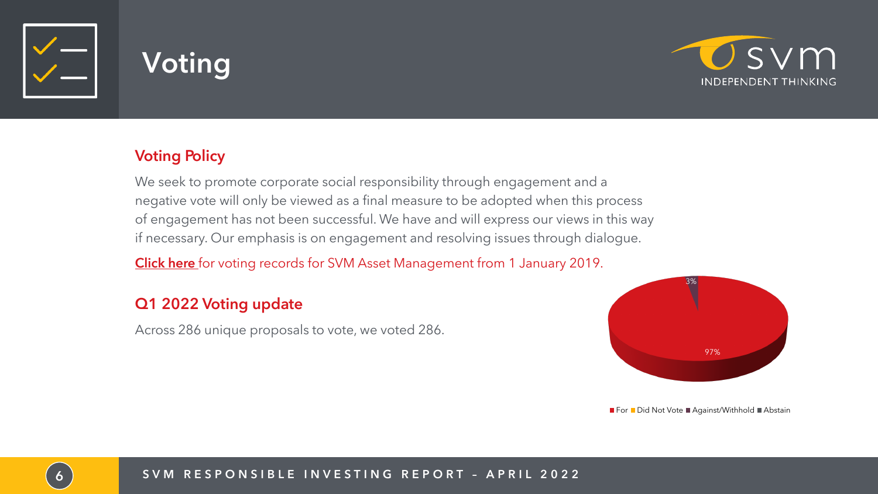# Voting

## Voting Policy

We seek to promote corporate social responsibility through engagement and a negative vote will only be viewed as a final measure to be adopted when this process of engagement has not been successful. We have and will express our views in this way if necessary. Our emphasis is on engagement and resolving issues through dialogue.

**Click here** for voting records for SVM Asset Management from 1 January 2019.

## Q1 2022 Voting update

Across 286 unique proposals to vote, we voted 286.

3%

97%

For | Did Not Vote | Against/Withhold | Abstain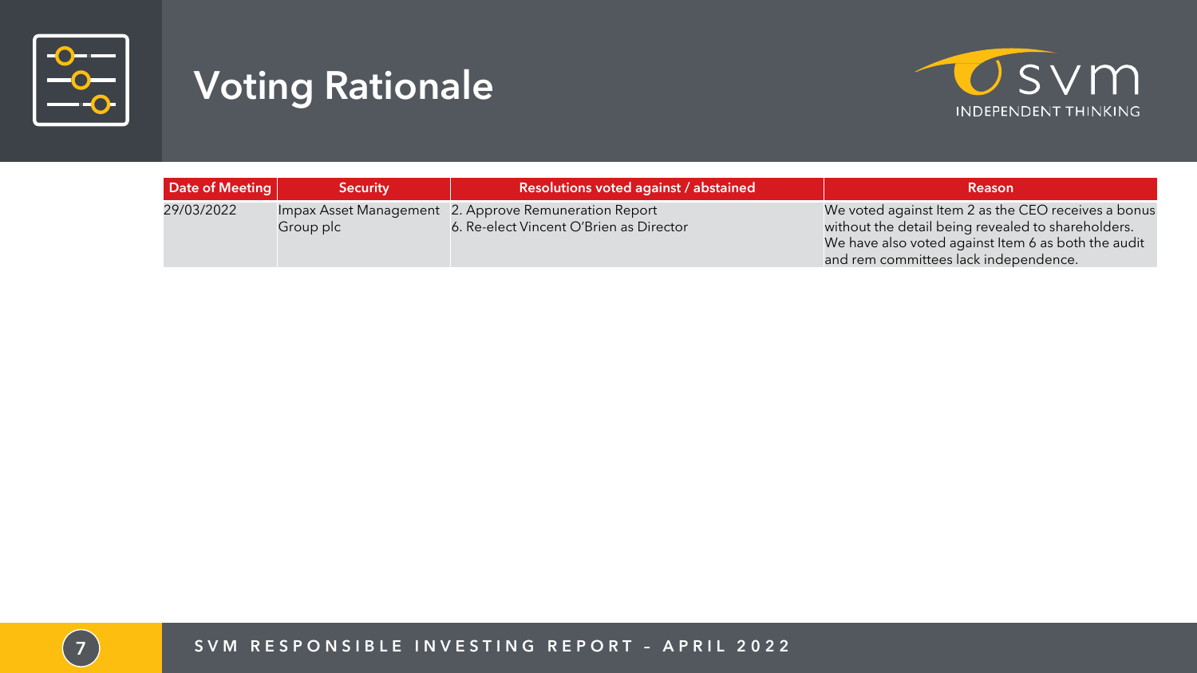# Voting Rationale

| Date of Meeting | Security | Resolutions voted against / abstained | Reason |
|---|---|---|---|
| 29/03/2022 | Impax Asset Management Group plc | 2. Approve Remuneration Report<br>6. Re-elect Vincent O'Brien as Director | We voted against Item 2 as the CEO receives a bonus without the detail being revealed to shareholders. We have also voted against Item 6 as both the audit and rem committees lack independence. |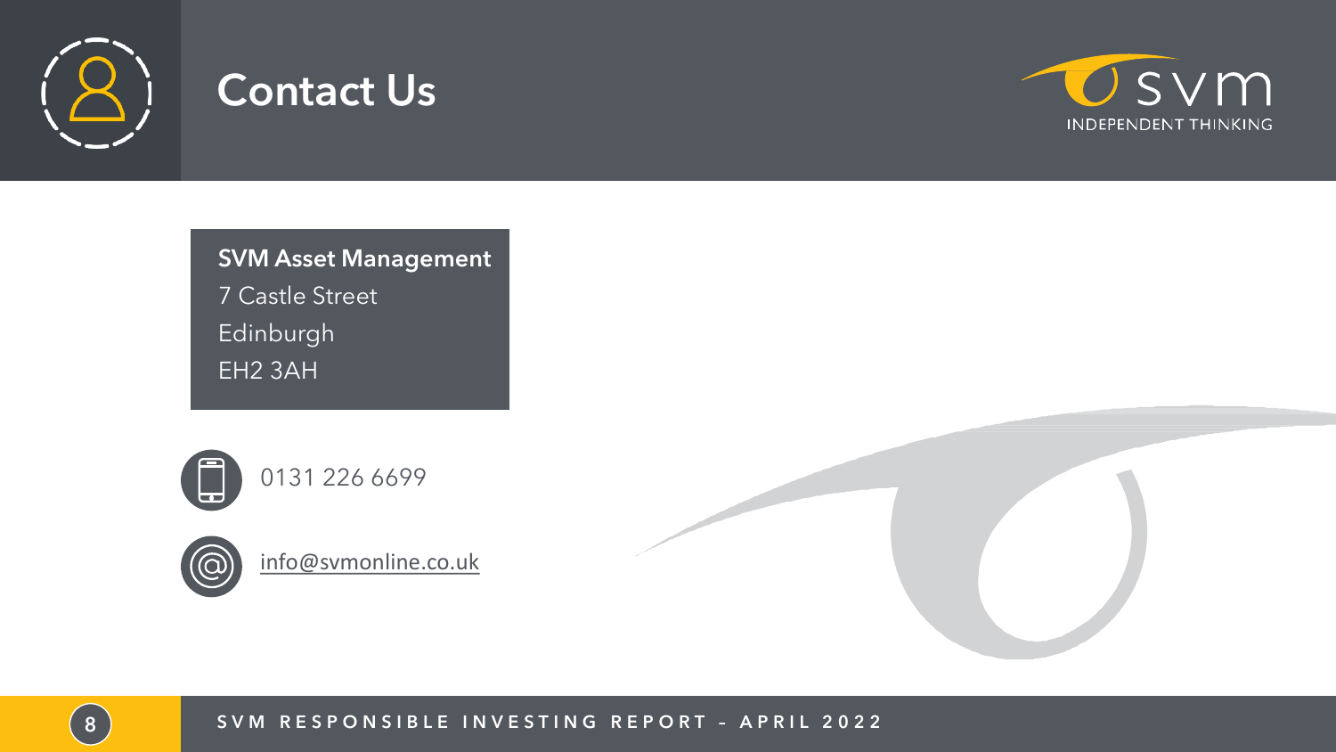# Contact Us

**SVM Asset Management**
7 Castle Street
Edinburgh
EH2 3AH

0131 226 6699

info@svmonline.co.uk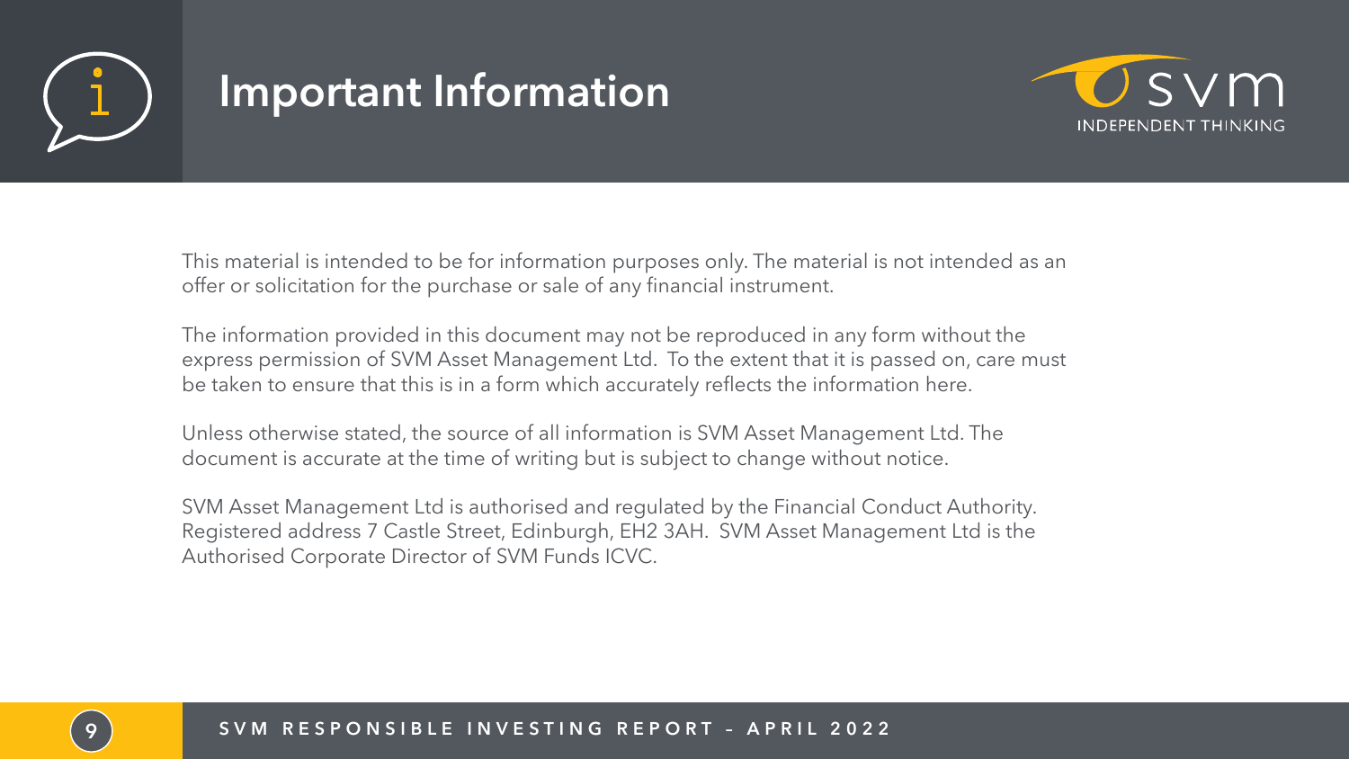# Important Information

This material is intended to be for information purposes only. The material is not intended as an offer or solicitation for the purchase or sale of any financial instrument.

The information provided in this document may not be reproduced in any form without the express permission of SVM Asset Management Ltd. To the extent that it is passed on, care must be taken to ensure that this is in a form which accurately reflects the information here.

Unless otherwise stated, the source of all information is SVM Asset Management Ltd. The document is accurate at the time of writing but is subject to change without notice.

SVM Asset Management Ltd is authorised and regulated by the Financial Conduct Authority. Registered address 7 Castle Street, Edinburgh, EH2 3AH. SVM Asset Management Ltd is the Authorised Corporate Director of SVM Funds ICVC.